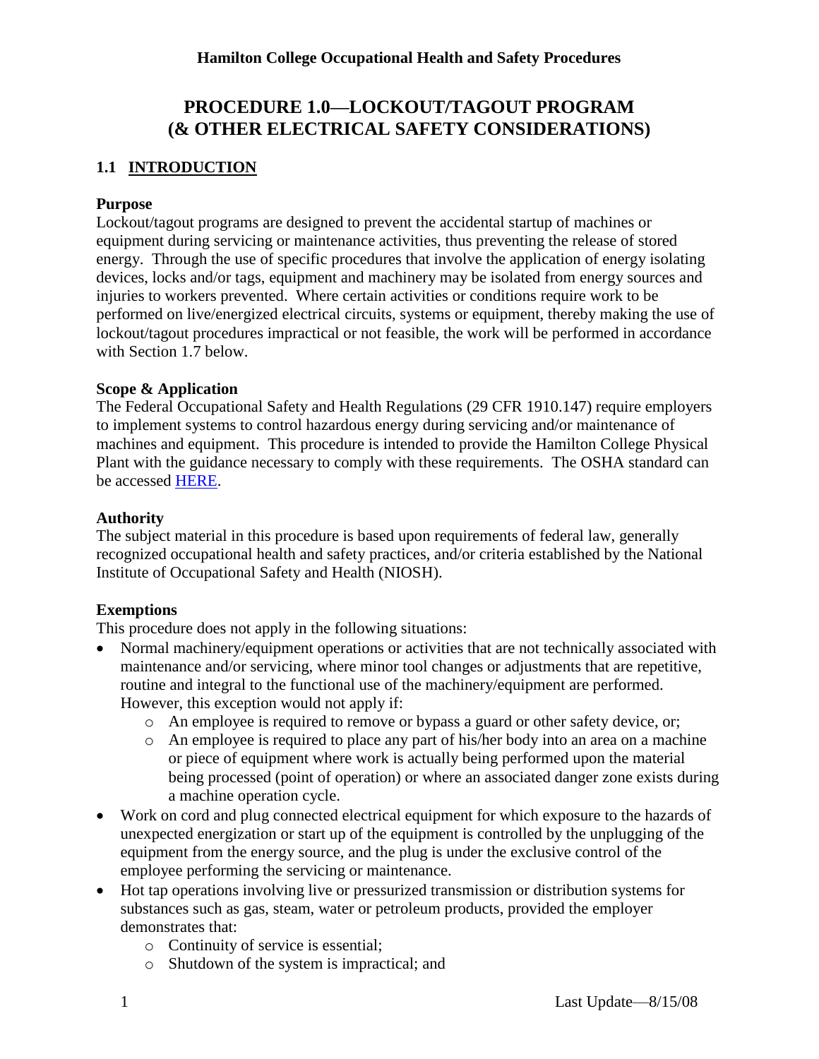# PROCEDURE 1.0—LOCKOUT/TAGOUT PROGRAM (& OTHER ELECTRICAL SAFETY CONSIDERATIONS)

## 1.1 INTRODUCTION

**Purpose**

Lockout/tagout programs are designed to prevent the accidental startup of machines or equipment during servicing or maintenance activities, thus preventing the release of stored energy. Through the use of specific procedures that involve the application of energy isolating devices, locks and/or tags, equipment and machinery may be isolated from energy sources and injuries to workers prevented. Where certain activities or conditions require work to be performed on live/energized electrical circuits, systems or equipment, thereby making the use of lockout/tagout procedures impractical or not feasible, the work will be performed in accordance with Section 1.7 below.

**Scope & Application**

The Federal Occupational Safety and Health Regulations (29 CFR 1910.147) require employers to implement systems to control hazardous energy during servicing and/or maintenance of machines and equipment. This procedure is intended to provide the Hamilton College Physical Plant with the guidance necessary to comply with these requirements. The OSHA standard can be accessed HERE.

**Authority**

The subject material in this procedure is based upon requirements of federal law, generally recognized occupational health and safety practices, and/or criteria established by the National Institute of Occupational Safety and Health (NIOSH).

**Exemptions**

This procedure does not apply in the following situations:

- Normal machinery/equipment operations or activities that are not technically associated with maintenance and/or servicing, where minor tool changes or adjustments that are repetitive, routine and integral to the functional use of the machinery/equipment are performed. However, this exception would not apply if:
  - An employee is required to remove or bypass a guard or other safety device, or;
  - An employee is required to place any part of his/her body into an area on a machine or piece of equipment where work is actually being performed upon the material being processed (point of operation) or where an associated danger zone exists during a machine operation cycle.
- Work on cord and plug connected electrical equipment for which exposure to the hazards of unexpected energization or start up of the equipment is controlled by the unplugging of the equipment from the energy source, and the plug is under the exclusive control of the employee performing the servicing or maintenance.
- Hot tap operations involving live or pressurized transmission or distribution systems for substances such as gas, steam, water or petroleum products, provided the employer demonstrates that:
  - Continuity of service is essential;
  - Shutdown of the system is impractical; and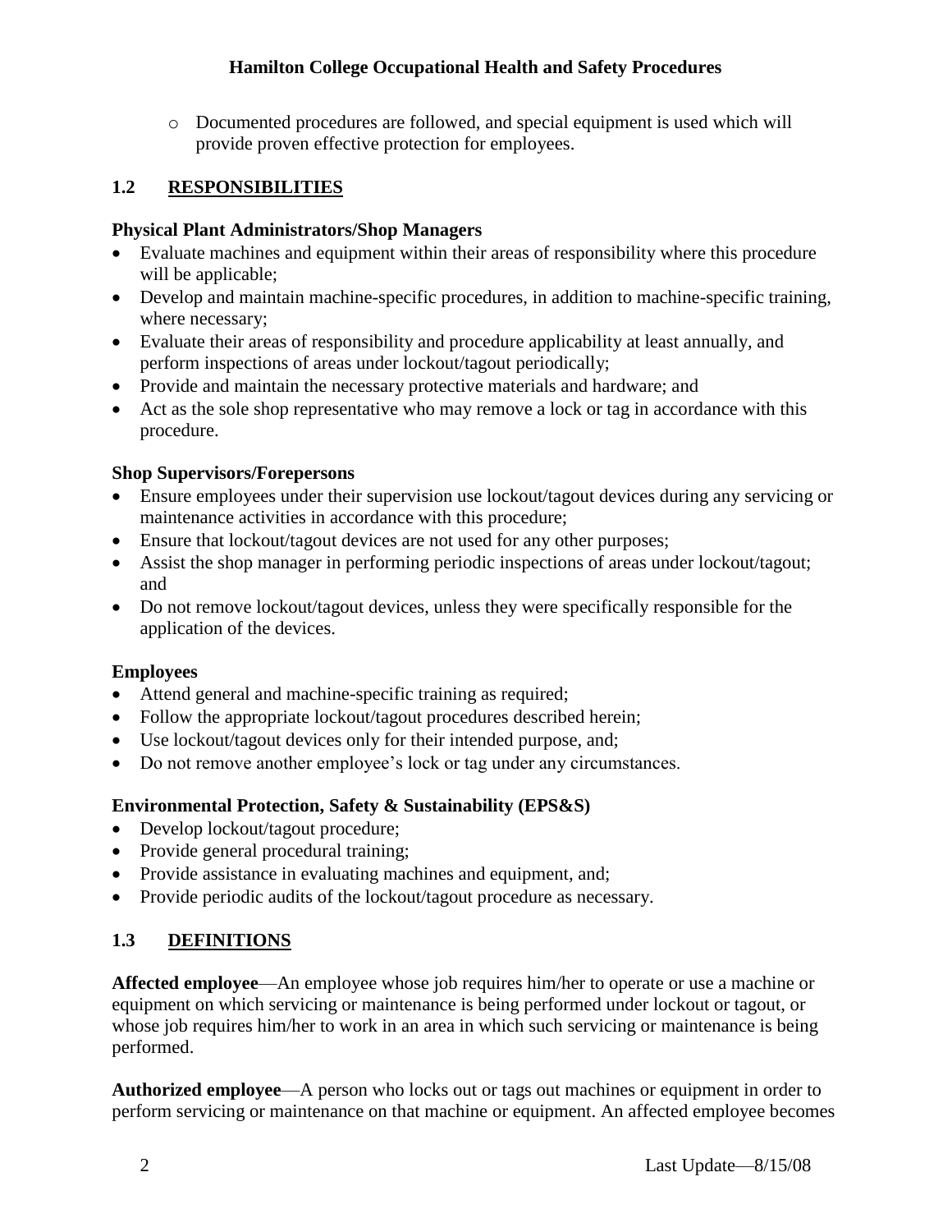- Documented procedures are followed, and special equipment is used which will provide proven effective protection for employees.

## 1.2 RESPONSIBILITIES

### Physical Plant Administrators/Shop Managers

- Evaluate machines and equipment within their areas of responsibility where this procedure will be applicable;
- Develop and maintain machine-specific procedures, in addition to machine-specific training, where necessary;
- Evaluate their areas of responsibility and procedure applicability at least annually, and perform inspections of areas under lockout/tagout periodically;
- Provide and maintain the necessary protective materials and hardware; and
- Act as the sole shop representative who may remove a lock or tag in accordance with this procedure.

### Shop Supervisors/Forepersons

- Ensure employees under their supervision use lockout/tagout devices during any servicing or maintenance activities in accordance with this procedure;
- Ensure that lockout/tagout devices are not used for any other purposes;
- Assist the shop manager in performing periodic inspections of areas under lockout/tagout; and
- Do not remove lockout/tagout devices, unless they were specifically responsible for the application of the devices.

### Employees

- Attend general and machine-specific training as required;
- Follow the appropriate lockout/tagout procedures described herein;
- Use lockout/tagout devices only for their intended purpose, and;
- Do not remove another employee's lock or tag under any circumstances.

### Environmental Protection, Safety & Sustainability (EPS&S)

- Develop lockout/tagout procedure;
- Provide general procedural training;
- Provide assistance in evaluating machines and equipment, and;
- Provide periodic audits of the lockout/tagout procedure as necessary.

## 1.3 DEFINITIONS

**Affected employee**—An employee whose job requires him/her to operate or use a machine or equipment on which servicing or maintenance is being performed under lockout or tagout, or whose job requires him/her to work in an area in which such servicing or maintenance is being performed.

**Authorized employee**—A person who locks out or tags out machines or equipment in order to perform servicing or maintenance on that machine or equipment. An affected employee becomes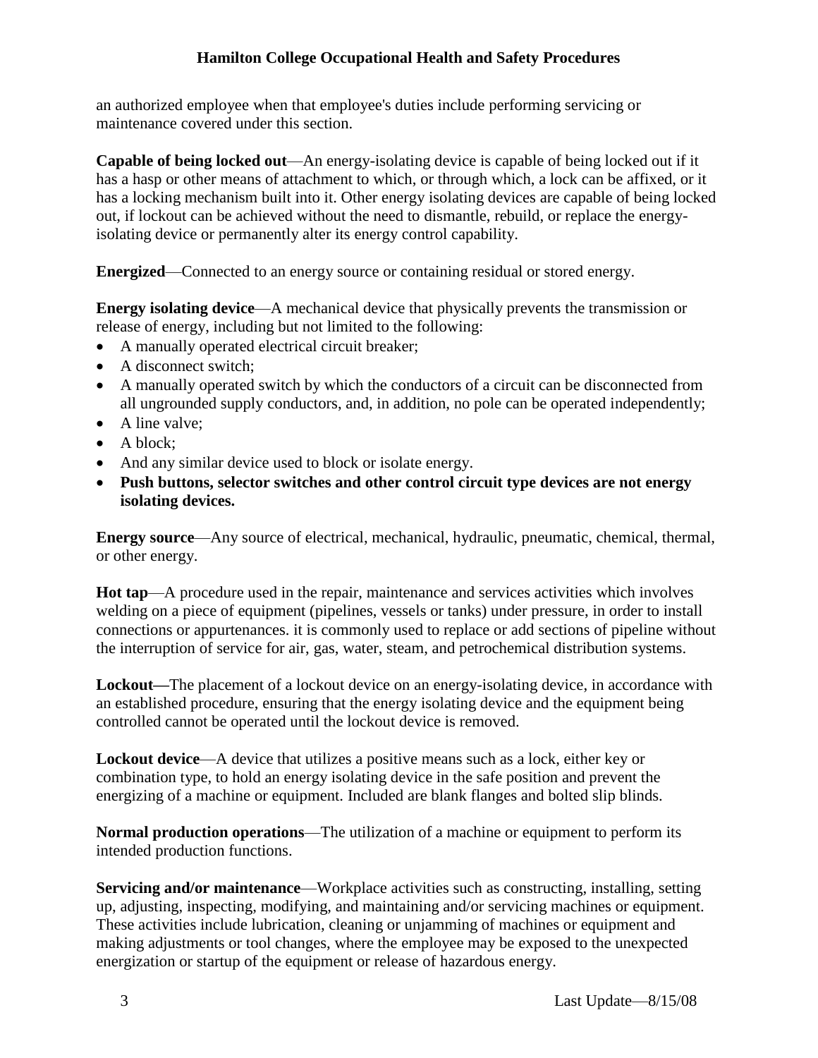an authorized employee when that employee's duties include performing servicing or maintenance covered under this section.

**Capable of being locked out**—An energy-isolating device is capable of being locked out if it has a hasp or other means of attachment to which, or through which, a lock can be affixed, or it has a locking mechanism built into it. Other energy isolating devices are capable of being locked out, if lockout can be achieved without the need to dismantle, rebuild, or replace the energy-isolating device or permanently alter its energy control capability.

**Energized**—Connected to an energy source or containing residual or stored energy.

**Energy isolating device**—A mechanical device that physically prevents the transmission or release of energy, including but not limited to the following:

- A manually operated electrical circuit breaker;
- A disconnect switch;
- A manually operated switch by which the conductors of a circuit can be disconnected from all ungrounded supply conductors, and, in addition, no pole can be operated independently;
- A line valve;
- A block;
- And any similar device used to block or isolate energy.
- **Push buttons, selector switches and other control circuit type devices are not energy isolating devices.**

**Energy source**—Any source of electrical, mechanical, hydraulic, pneumatic, chemical, thermal, or other energy.

**Hot tap**—A procedure used in the repair, maintenance and services activities which involves welding on a piece of equipment (pipelines, vessels or tanks) under pressure, in order to install connections or appurtenances. it is commonly used to replace or add sections of pipeline without the interruption of service for air, gas, water, steam, and petrochemical distribution systems.

**Lockout—**The placement of a lockout device on an energy-isolating device, in accordance with an established procedure, ensuring that the energy isolating device and the equipment being controlled cannot be operated until the lockout device is removed.

**Lockout device**—A device that utilizes a positive means such as a lock, either key or combination type, to hold an energy isolating device in the safe position and prevent the energizing of a machine or equipment. Included are blank flanges and bolted slip blinds.

**Normal production operations**—The utilization of a machine or equipment to perform its intended production functions.

**Servicing and/or maintenance**—Workplace activities such as constructing, installing, setting up, adjusting, inspecting, modifying, and maintaining and/or servicing machines or equipment. These activities include lubrication, cleaning or unjamming of machines or equipment and making adjustments or tool changes, where the employee may be exposed to the unexpected energization or startup of the equipment or release of hazardous energy.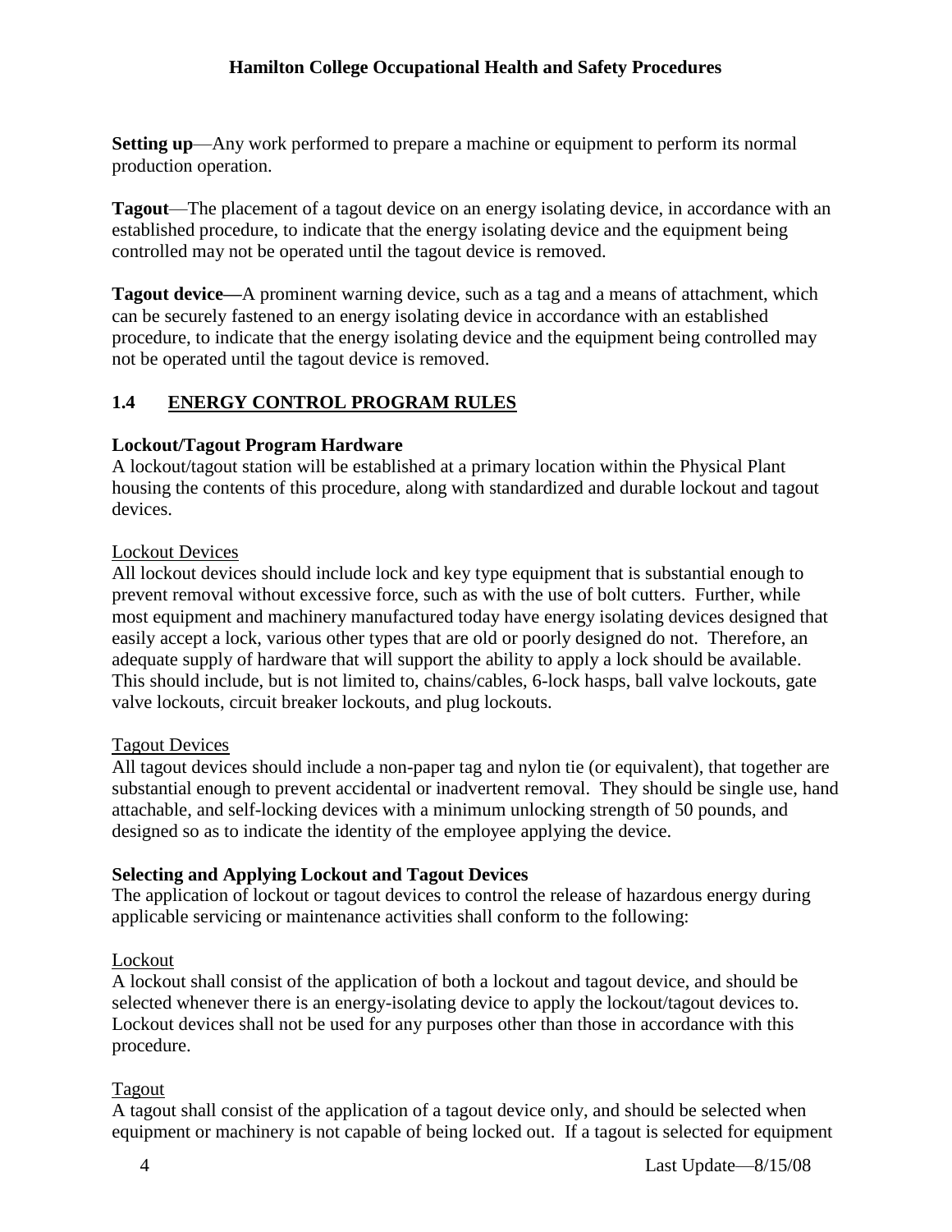**Setting up**—Any work performed to prepare a machine or equipment to perform its normal production operation.

**Tagout**—The placement of a tagout device on an energy isolating device, in accordance with an established procedure, to indicate that the energy isolating device and the equipment being controlled may not be operated until the tagout device is removed.

**Tagout device—**A prominent warning device, such as a tag and a means of attachment, which can be securely fastened to an energy isolating device in accordance with an established procedure, to indicate that the energy isolating device and the equipment being controlled may not be operated until the tagout device is removed.

## 1.4 ENERGY CONTROL PROGRAM RULES

**Lockout/Tagout Program Hardware**

A lockout/tagout station will be established at a primary location within the Physical Plant housing the contents of this procedure, along with standardized and durable lockout and tagout devices.

Lockout Devices

All lockout devices should include lock and key type equipment that is substantial enough to prevent removal without excessive force, such as with the use of bolt cutters. Further, while most equipment and machinery manufactured today have energy isolating devices designed that easily accept a lock, various other types that are old or poorly designed do not. Therefore, an adequate supply of hardware that will support the ability to apply a lock should be available. This should include, but is not limited to, chains/cables, 6-lock hasps, ball valve lockouts, gate valve lockouts, circuit breaker lockouts, and plug lockouts.

Tagout Devices

All tagout devices should include a non-paper tag and nylon tie (or equivalent), that together are substantial enough to prevent accidental or inadvertent removal. They should be single use, hand attachable, and self-locking devices with a minimum unlocking strength of 50 pounds, and designed so as to indicate the identity of the employee applying the device.

**Selecting and Applying Lockout and Tagout Devices**

The application of lockout or tagout devices to control the release of hazardous energy during applicable servicing or maintenance activities shall conform to the following:

Lockout

A lockout shall consist of the application of both a lockout and tagout device, and should be selected whenever there is an energy-isolating device to apply the lockout/tagout devices to. Lockout devices shall not be used for any purposes other than those in accordance with this procedure.

Tagout

A tagout shall consist of the application of a tagout device only, and should be selected when equipment or machinery is not capable of being locked out. If a tagout is selected for equipment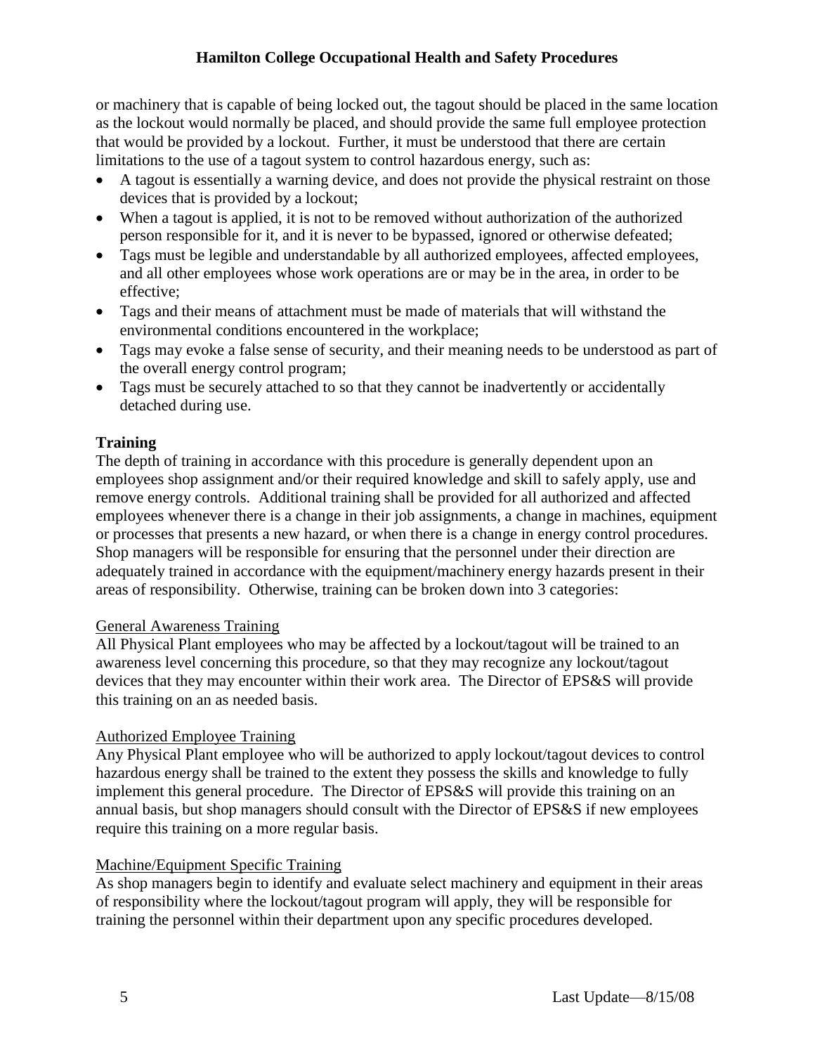or machinery that is capable of being locked out, the tagout should be placed in the same location as the lockout would normally be placed, and should provide the same full employee protection that would be provided by a lockout. Further, it must be understood that there are certain limitations to the use of a tagout system to control hazardous energy, such as:

- A tagout is essentially a warning device, and does not provide the physical restraint on those devices that is provided by a lockout;
- When a tagout is applied, it is not to be removed without authorization of the authorized person responsible for it, and it is never to be bypassed, ignored or otherwise defeated;
- Tags must be legible and understandable by all authorized employees, affected employees, and all other employees whose work operations are or may be in the area, in order to be effective;
- Tags and their means of attachment must be made of materials that will withstand the environmental conditions encountered in the workplace;
- Tags may evoke a false sense of security, and their meaning needs to be understood as part of the overall energy control program;
- Tags must be securely attached to so that they cannot be inadvertently or accidentally detached during use.

**Training**

The depth of training in accordance with this procedure is generally dependent upon an employees shop assignment and/or their required knowledge and skill to safely apply, use and remove energy controls. Additional training shall be provided for all authorized and affected employees whenever there is a change in their job assignments, a change in machines, equipment or processes that presents a new hazard, or when there is a change in energy control procedures. Shop managers will be responsible for ensuring that the personnel under their direction are adequately trained in accordance with the equipment/machinery energy hazards present in their areas of responsibility. Otherwise, training can be broken down into 3 categories:

<u>General Awareness Training</u>

All Physical Plant employees who may be affected by a lockout/tagout will be trained to an awareness level concerning this procedure, so that they may recognize any lockout/tagout devices that they may encounter within their work area. The Director of EPS&S will provide this training on an as needed basis.

<u>Authorized Employee Training</u>

Any Physical Plant employee who will be authorized to apply lockout/tagout devices to control hazardous energy shall be trained to the extent they possess the skills and knowledge to fully implement this general procedure. The Director of EPS&S will provide this training on an annual basis, but shop managers should consult with the Director of EPS&S if new employees require this training on a more regular basis.

<u>Machine/Equipment Specific Training</u>

As shop managers begin to identify and evaluate select machinery and equipment in their areas of responsibility where the lockout/tagout program will apply, they will be responsible for training the personnel within their department upon any specific procedures developed.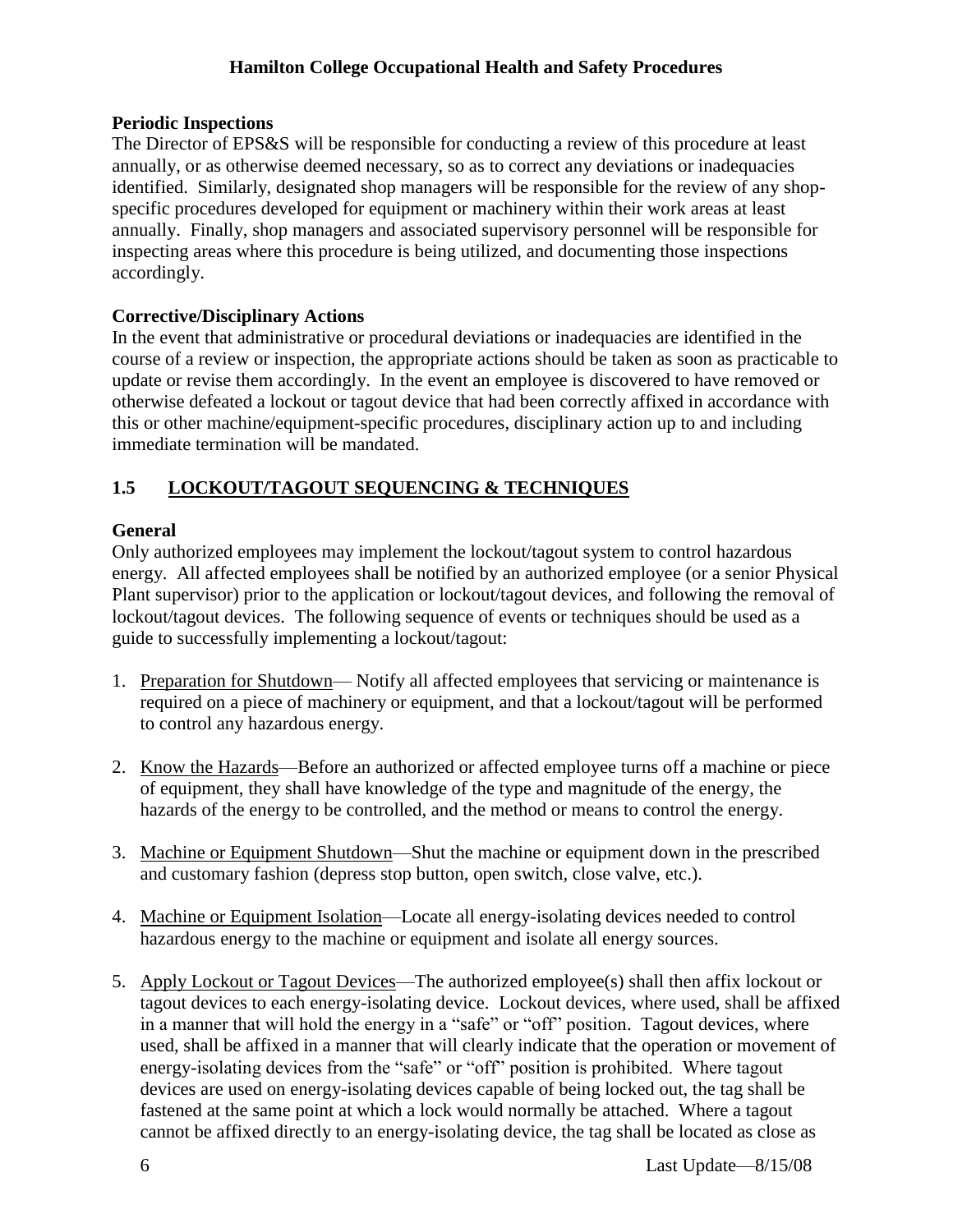**Periodic Inspections**
The Director of EPS&S will be responsible for conducting a review of this procedure at least annually, or as otherwise deemed necessary, so as to correct any deviations or inadequacies identified. Similarly, designated shop managers will be responsible for the review of any shop-specific procedures developed for equipment or machinery within their work areas at least annually. Finally, shop managers and associated supervisory personnel will be responsible for inspecting areas where this procedure is being utilized, and documenting those inspections accordingly.

**Corrective/Disciplinary Actions**
In the event that administrative or procedural deviations or inadequacies are identified in the course of a review or inspection, the appropriate actions should be taken as soon as practicable to update or revise them accordingly. In the event an employee is discovered to have removed or otherwise defeated a lockout or tagout device that had been correctly affixed in accordance with this or other machine/equipment-specific procedures, disciplinary action up to and including immediate termination will be mandated.

## 1.5 LOCKOUT/TAGOUT SEQUENCING & TECHNIQUES

**General**
Only authorized employees may implement the lockout/tagout system to control hazardous energy. All affected employees shall be notified by an authorized employee (or a senior Physical Plant supervisor) prior to the application or lockout/tagout devices, and following the removal of lockout/tagout devices. The following sequence of events or techniques should be used as a guide to successfully implementing a lockout/tagout:

1. Preparation for Shutdown— Notify all affected employees that servicing or maintenance is required on a piece of machinery or equipment, and that a lockout/tagout will be performed to control any hazardous energy.

2. Know the Hazards—Before an authorized or affected employee turns off a machine or piece of equipment, they shall have knowledge of the type and magnitude of the energy, the hazards of the energy to be controlled, and the method or means to control the energy.

3. Machine or Equipment Shutdown—Shut the machine or equipment down in the prescribed and customary fashion (depress stop button, open switch, close valve, etc.).

4. Machine or Equipment Isolation—Locate all energy-isolating devices needed to control hazardous energy to the machine or equipment and isolate all energy sources.

5. Apply Lockout or Tagout Devices—The authorized employee(s) shall then affix lockout or tagout devices to each energy-isolating device. Lockout devices, where used, shall be affixed in a manner that will hold the energy in a "safe" or "off" position. Tagout devices, where used, shall be affixed in a manner that will clearly indicate that the operation or movement of energy-isolating devices from the "safe" or "off" position is prohibited. Where tagout devices are used on energy-isolating devices capable of being locked out, the tag shall be fastened at the same point at which a lock would normally be attached. Where a tagout cannot be affixed directly to an energy-isolating device, the tag shall be located as close as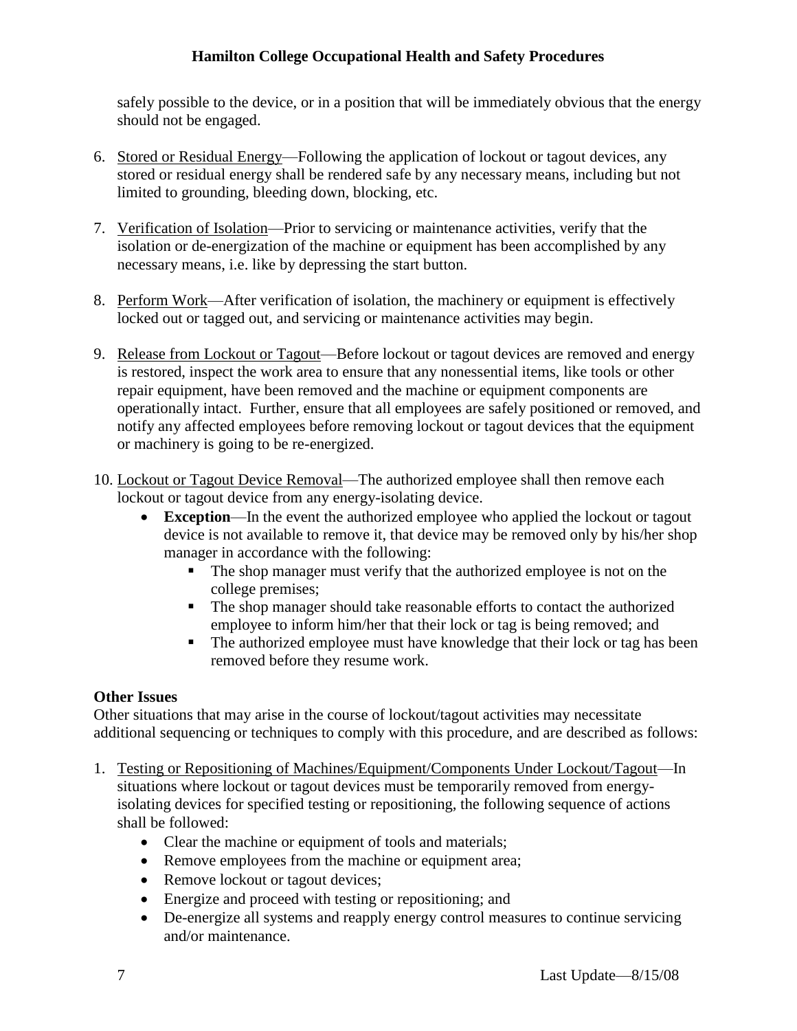safely possible to the device, or in a position that will be immediately obvious that the energy should not be engaged.

6. Stored or Residual Energy—Following the application of lockout or tagout devices, any stored or residual energy shall be rendered safe by any necessary means, including but not limited to grounding, bleeding down, blocking, etc.

7. Verification of Isolation—Prior to servicing or maintenance activities, verify that the isolation or de-energization of the machine or equipment has been accomplished by any necessary means, i.e. like by depressing the start button.

8. Perform Work—After verification of isolation, the machinery or equipment is effectively locked out or tagged out, and servicing or maintenance activities may begin.

9. Release from Lockout or Tagout—Before lockout or tagout devices are removed and energy is restored, inspect the work area to ensure that any nonessential items, like tools or other repair equipment, have been removed and the machine or equipment components are operationally intact. Further, ensure that all employees are safely positioned or removed, and notify any affected employees before removing lockout or tagout devices that the equipment or machinery is going to be re-energized.

10. Lockout or Tagout Device Removal—The authorized employee shall then remove each lockout or tagout device from any energy-isolating device.
    - **Exception**—In the event the authorized employee who applied the lockout or tagout device is not available to remove it, that device may be removed only by his/her shop manager in accordance with the following:
        - The shop manager must verify that the authorized employee is not on the college premises;
        - The shop manager should take reasonable efforts to contact the authorized employee to inform him/her that their lock or tag is being removed; and
        - The authorized employee must have knowledge that their lock or tag has been removed before they resume work.

**Other Issues**

Other situations that may arise in the course of lockout/tagout activities may necessitate additional sequencing or techniques to comply with this procedure, and are described as follows:

1. Testing or Repositioning of Machines/Equipment/Components Under Lockout/Tagout—In situations where lockout or tagout devices must be temporarily removed from energy-isolating devices for specified testing or repositioning, the following sequence of actions shall be followed:
    - Clear the machine or equipment of tools and materials;
    - Remove employees from the machine or equipment area;
    - Remove lockout or tagout devices;
    - Energize and proceed with testing or repositioning; and
    - De-energize all systems and reapply energy control measures to continue servicing and/or maintenance.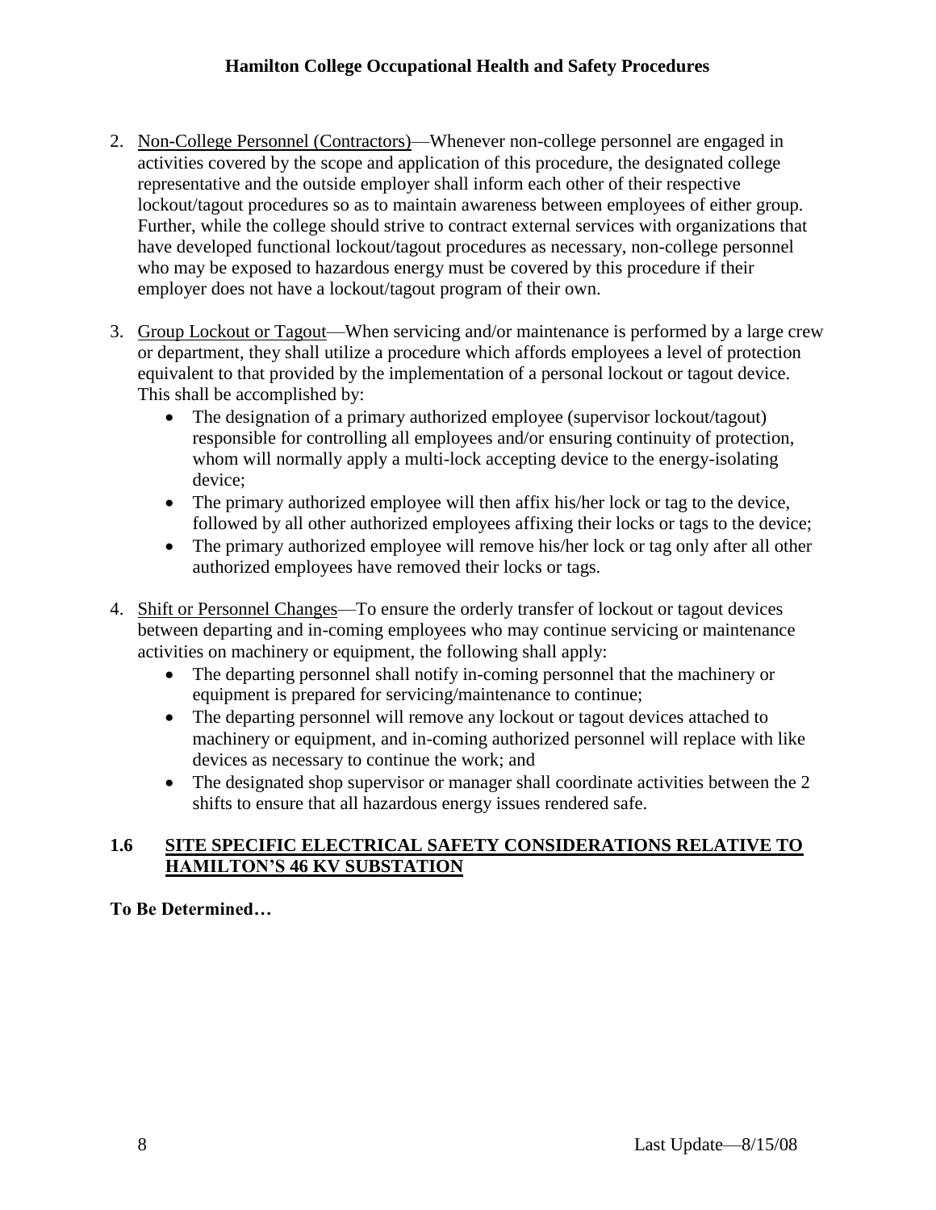2. Non-College Personnel (Contractors)—Whenever non-college personnel are engaged in activities covered by the scope and application of this procedure, the designated college representative and the outside employer shall inform each other of their respective lockout/tagout procedures so as to maintain awareness between employees of either group. Further, while the college should strive to contract external services with organizations that have developed functional lockout/tagout procedures as necessary, non-college personnel who may be exposed to hazardous energy must be covered by this procedure if their employer does not have a lockout/tagout program of their own.

3. Group Lockout or Tagout—When servicing and/or maintenance is performed by a large crew or department, they shall utilize a procedure which affords employees a level of protection equivalent to that provided by the implementation of a personal lockout or tagout device. This shall be accomplished by:
   - The designation of a primary authorized employee (supervisor lockout/tagout) responsible for controlling all employees and/or ensuring continuity of protection, whom will normally apply a multi-lock accepting device to the energy-isolating device;
   - The primary authorized employee will then affix his/her lock or tag to the device, followed by all other authorized employees affixing their locks or tags to the device;
   - The primary authorized employee will remove his/her lock or tag only after all other authorized employees have removed their locks or tags.

4. Shift or Personnel Changes—To ensure the orderly transfer of lockout or tagout devices between departing and in-coming employees who may continue servicing or maintenance activities on machinery or equipment, the following shall apply:
   - The departing personnel shall notify in-coming personnel that the machinery or equipment is prepared for servicing/maintenance to continue;
   - The departing personnel will remove any lockout or tagout devices attached to machinery or equipment, and in-coming authorized personnel will replace with like devices as necessary to continue the work; and
   - The designated shop supervisor or manager shall coordinate activities between the 2 shifts to ensure that all hazardous energy issues rendered safe.

## 1.6 SITE SPECIFIC ELECTRICAL SAFETY CONSIDERATIONS RELATIVE TO HAMILTON'S 46 KV SUBSTATION

**To Be Determined…**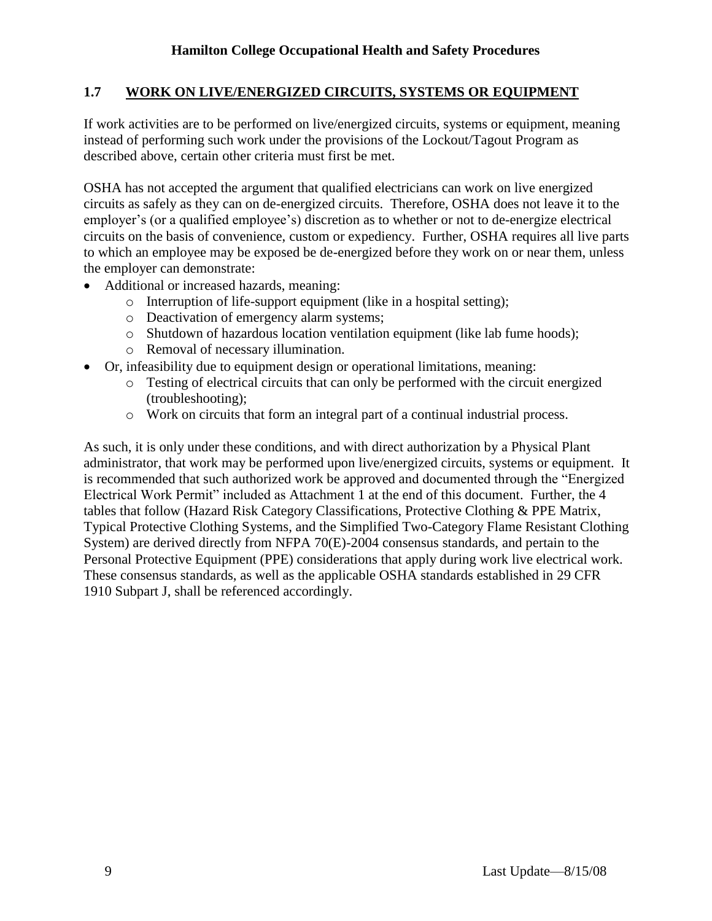## 1.7 WORK ON LIVE/ENERGIZED CIRCUITS, SYSTEMS OR EQUIPMENT

If work activities are to be performed on live/energized circuits, systems or equipment, meaning instead of performing such work under the provisions of the Lockout/Tagout Program as described above, certain other criteria must first be met.

OSHA has not accepted the argument that qualified electricians can work on live energized circuits as safely as they can on de-energized circuits. Therefore, OSHA does not leave it to the employer's (or a qualified employee's) discretion as to whether or not to de-energize electrical circuits on the basis of convenience, custom or expediency. Further, OSHA requires all live parts to which an employee may be exposed be de-energized before they work on or near them, unless the employer can demonstrate:

- Additional or increased hazards, meaning:
  - Interruption of life-support equipment (like in a hospital setting);
  - Deactivation of emergency alarm systems;
  - Shutdown of hazardous location ventilation equipment (like lab fume hoods);
  - Removal of necessary illumination.
- Or, infeasibility due to equipment design or operational limitations, meaning:
  - Testing of electrical circuits that can only be performed with the circuit energized (troubleshooting);
  - Work on circuits that form an integral part of a continual industrial process.

As such, it is only under these conditions, and with direct authorization by a Physical Plant administrator, that work may be performed upon live/energized circuits, systems or equipment. It is recommended that such authorized work be approved and documented through the "Energized Electrical Work Permit" included as Attachment 1 at the end of this document. Further, the 4 tables that follow (Hazard Risk Category Classifications, Protective Clothing & PPE Matrix, Typical Protective Clothing Systems, and the Simplified Two-Category Flame Resistant Clothing System) are derived directly from NFPA 70(E)-2004 consensus standards, and pertain to the Personal Protective Equipment (PPE) considerations that apply during work live electrical work. These consensus standards, as well as the applicable OSHA standards established in 29 CFR 1910 Subpart J, shall be referenced accordingly.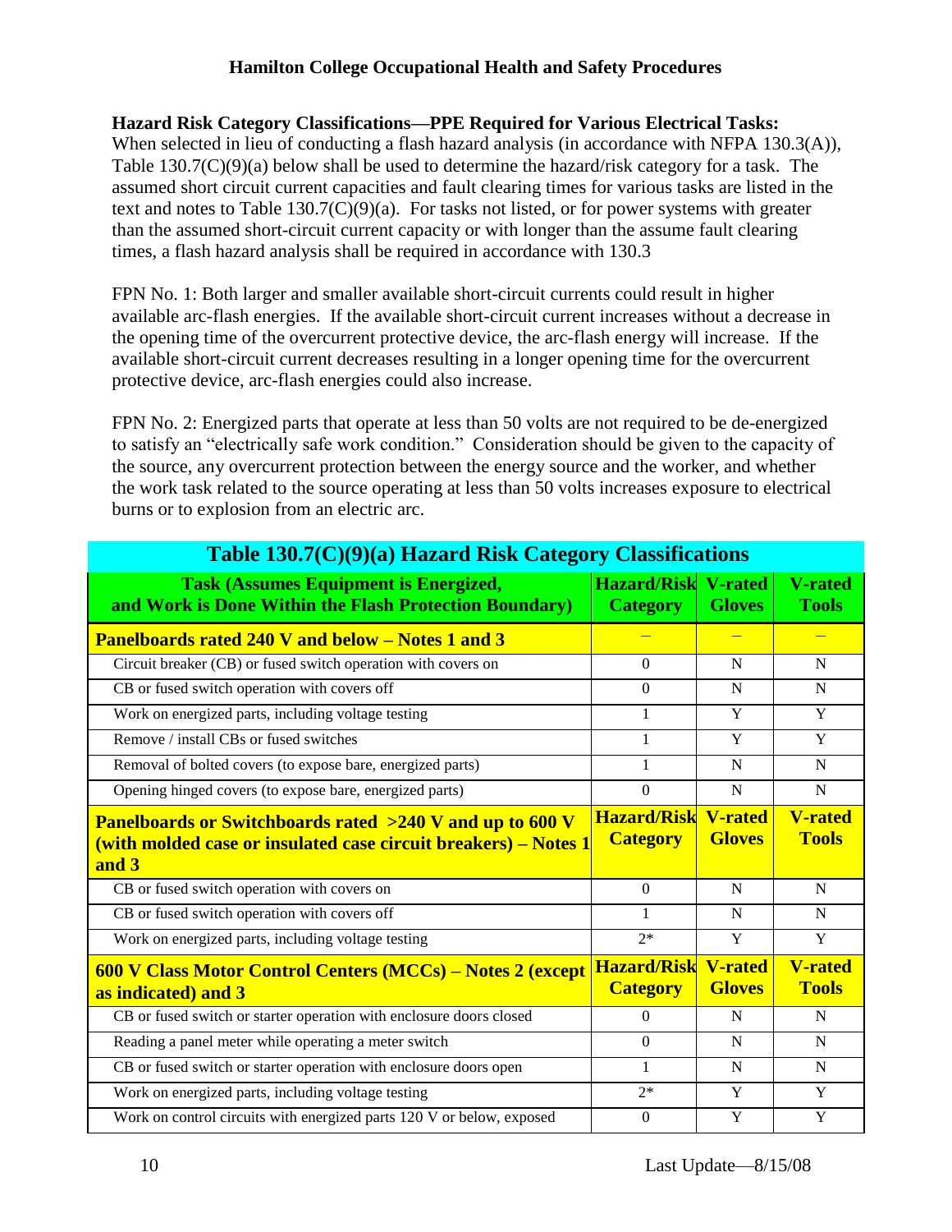**Hazard Risk Category Classifications—PPE Required for Various Electrical Tasks:**
When selected in lieu of conducting a flash hazard analysis (in accordance with NFPA 130.3(A)), Table 130.7(C)(9)(a) below shall be used to determine the hazard/risk category for a task. The assumed short circuit current capacities and fault clearing times for various tasks are listed in the text and notes to Table 130.7(C)(9)(a). For tasks not listed, or for power systems with greater than the assumed short-circuit current capacity or with longer than the assume fault clearing times, a flash hazard analysis shall be required in accordance with 130.3

FPN No. 1: Both larger and smaller available short-circuit currents could result in higher available arc-flash energies. If the available short-circuit current increases without a decrease in the opening time of the overcurrent protective device, the arc-flash energy will increase. If the available short-circuit current decreases resulting in a longer opening time for the overcurrent protective device, arc-flash energies could also increase.

FPN No. 2: Energized parts that operate at less than 50 volts are not required to be de-energized to satisfy an "electrically safe work condition." Consideration should be given to the capacity of the source, any overcurrent protection between the energy source and the worker, and whether the work task related to the source operating at less than 50 volts increases exposure to electrical burns or to explosion from an electric arc.

**Table 130.7(C)(9)(a) Hazard Risk Category Classifications**

| Task (Assumes Equipment is Energized, and Work is Done Within the Flash Protection Boundary) | Hazard/Risk Category | V-rated Gloves | V-rated Tools |
|---|---|---|---|
| **Panelboards rated 240 V and below – Notes 1 and 3** | – | – | – |
| Circuit breaker (CB) or fused switch operation with covers on | 0 | N | N |
| CB or fused switch operation with covers off | 0 | N | N |
| Work on energized parts, including voltage testing | 1 | Y | Y |
| Remove / install CBs or fused switches | 1 | Y | Y |
| Removal of bolted covers (to expose bare, energized parts) | 1 | N | N |
| Opening hinged covers (to expose bare, energized parts) | 0 | N | N |
| **Panelboards or Switchboards rated >240 V and up to 600 V (with molded case or insulated case circuit breakers) – Notes 1 and 3** | **Hazard/Risk Category** | **V-rated Gloves** | **V-rated Tools** |
| CB or fused switch operation with covers on | 0 | N | N |
| CB or fused switch operation with covers off | 1 | N | N |
| Work on energized parts, including voltage testing | 2* | Y | Y |
| **600 V Class Motor Control Centers (MCCs) – Notes 2 (except as indicated) and 3** | **Hazard/Risk Category** | **V-rated Gloves** | **V-rated Tools** |
| CB or fused switch or starter operation with enclosure doors closed | 0 | N | N |
| Reading a panel meter while operating a meter switch | 0 | N | N |
| CB or fused switch or starter operation with enclosure doors open | 1 | N | N |
| Work on energized parts, including voltage testing | 2* | Y | Y |
| Work on control circuits with energized parts 120 V or below, exposed | 0 | Y | Y |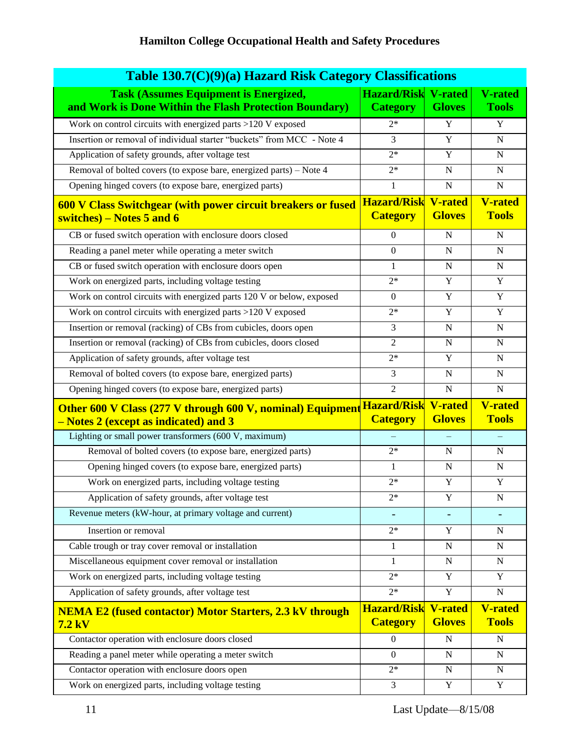| Table 130.7(C)(9)(a) Hazard Risk Category Classifications | | | |
|---|---|---|---|
| **Task (Assumes Equipment is Energized, and Work is Done Within the Flash Protection Boundary)** | **Hazard/Risk Category** | **V-rated Gloves** | **V-rated Tools** |
| Work on control circuits with energized parts >120 V exposed | 2* | Y | Y |
| Insertion or removal of individual starter "buckets" from MCC - Note 4 | 3 | Y | N |
| Application of safety grounds, after voltage test | 2* | Y | N |
| Removal of bolted covers (to expose bare, energized parts) – Note 4 | 2* | N | N |
| Opening hinged covers (to expose bare, energized parts) | 1 | N | N |
| **600 V Class Switchgear (with power circuit breakers or fused switches) – Notes 5 and 6** | **Hazard/Risk Category** | **V-rated Gloves** | **V-rated Tools** |
| CB or fused switch operation with enclosure doors closed | 0 | N | N |
| Reading a panel meter while operating a meter switch | 0 | N | N |
| CB or fused switch operation with enclosure doors open | 1 | N | N |
| Work on energized parts, including voltage testing | 2* | Y | Y |
| Work on control circuits with energized parts 120 V or below, exposed | 0 | Y | Y |
| Work on control circuits with energized parts >120 V exposed | 2* | Y | Y |
| Insertion or removal (racking) of CBs from cubicles, doors open | 3 | N | N |
| Insertion or removal (racking) of CBs from cubicles, doors closed | 2 | N | N |
| Application of safety grounds, after voltage test | 2* | Y | N |
| Removal of bolted covers (to expose bare, energized parts) | 3 | N | N |
| Opening hinged covers (to expose bare, energized parts) | 2 | N | N |
| **Other 600 V Class (277 V through 600 V, nominal) Equipment – Notes 2 (except as indicated) and 3** | **Hazard/Risk Category** | **V-rated Gloves** | **V-rated Tools** |
| Lighting or small power transformers (600 V, maximum) | – | – | – |
| Removal of bolted covers (to expose bare, energized parts) | 2* | N | N |
| Opening hinged covers (to expose bare, energized parts) | 1 | N | N |
| Work on energized parts, including voltage testing | 2* | Y | Y |
| Application of safety grounds, after voltage test | 2* | Y | N |
| Revenue meters (kW-hour, at primary voltage and current) | - | - | - |
| Insertion or removal | 2* | Y | N |
| Cable trough or tray cover removal or installation | 1 | N | N |
| Miscellaneous equipment cover removal or installation | 1 | N | N |
| Work on energized parts, including voltage testing | 2* | Y | Y |
| Application of safety grounds, after voltage test | 2* | Y | N |
| **NEMA E2 (fused contactor) Motor Starters, 2.3 kV through 7.2 kV** | **Hazard/Risk Category** | **V-rated Gloves** | **V-rated Tools** |
| Contactor operation with enclosure doors closed | 0 | N | N |
| Reading a panel meter while operating a meter switch | 0 | N | N |
| Contactor operation with enclosure doors open | 2* | N | N |
| Work on energized parts, including voltage testing | 3 | Y | Y |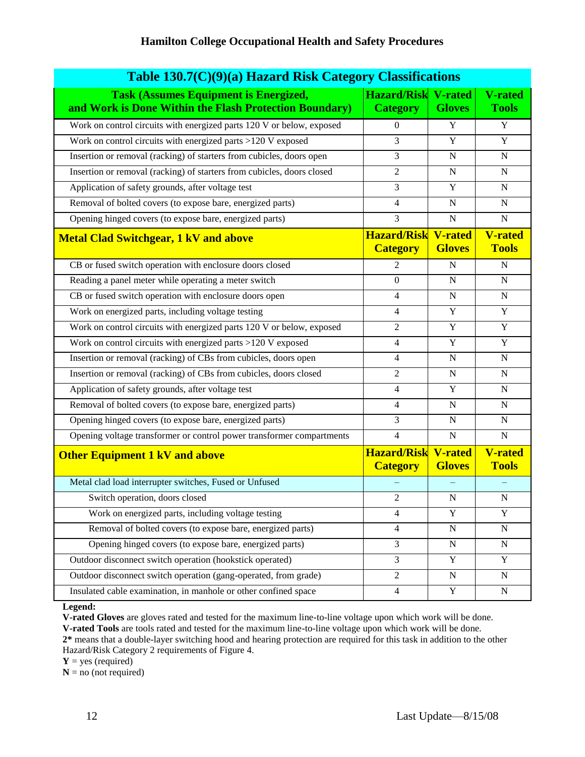## Table 130.7(C)(9)(a) Hazard Risk Category Classifications

| Task (Assumes Equipment is Energized, and Work is Done Within the Flash Protection Boundary) | Hazard/Risk Category | V-rated Gloves | V-rated Tools |
|---|---|---|---|
| Work on control circuits with energized parts 120 V or below, exposed | 0 | Y | Y |
| Work on control circuits with energized parts >120 V exposed | 3 | Y | Y |
| Insertion or removal (racking) of starters from cubicles, doors open | 3 | N | N |
| Insertion or removal (racking) of starters from cubicles, doors closed | 2 | N | N |
| Application of safety grounds, after voltage test | 3 | Y | N |
| Removal of bolted covers (to expose bare, energized parts) | 4 | N | N |
| Opening hinged covers (to expose bare, energized parts) | 3 | N | N |
| **Metal Clad Switchgear, 1 kV and above** | **Hazard/Risk Category** | **V-rated Gloves** | **V-rated Tools** |
| CB or fused switch operation with enclosure doors closed | 2 | N | N |
| Reading a panel meter while operating a meter switch | 0 | N | N |
| CB or fused switch operation with enclosure doors open | 4 | N | N |
| Work on energized parts, including voltage testing | 4 | Y | Y |
| Work on control circuits with energized parts 120 V or below, exposed | 2 | Y | Y |
| Work on control circuits with energized parts >120 V exposed | 4 | Y | Y |
| Insertion or removal (racking) of CBs from cubicles, doors open | 4 | N | N |
| Insertion or removal (racking) of CBs from cubicles, doors closed | 2 | N | N |
| Application of safety grounds, after voltage test | 4 | Y | N |
| Removal of bolted covers (to expose bare, energized parts) | 4 | N | N |
| Opening hinged covers (to expose bare, energized parts) | 3 | N | N |
| Opening voltage transformer or control power transformer compartments | 4 | N | N |
| **Other Equipment 1 kV and above** | **Hazard/Risk Category** | **V-rated Gloves** | **V-rated Tools** |
| Metal clad load interrupter switches, Fused or Unfused | – | – | – |
| Switch operation, doors closed | 2 | N | N |
| Work on energized parts, including voltage testing | 4 | Y | Y |
| Removal of bolted covers (to expose bare, energized parts) | 4 | N | N |
| Opening hinged covers (to expose bare, energized parts) | 3 | N | N |
| Outdoor disconnect switch operation (hookstick operated) | 3 | Y | Y |
| Outdoor disconnect switch operation (gang-operated, from grade) | 2 | N | N |
| Insulated cable examination, in manhole or other confined space | 4 | Y | N |

**Legend:**

**V-rated Gloves** are gloves rated and tested for the maximum line-to-line voltage upon which work will be done.
**V-rated Tools** are tools rated and tested for the maximum line-to-line voltage upon which work will be done.
**2*** means that a double-layer switching hood and hearing protection are required for this task in addition to the other Hazard/Risk Category 2 requirements of Figure 4.
**Y** = yes (required)
**N** = no (not required)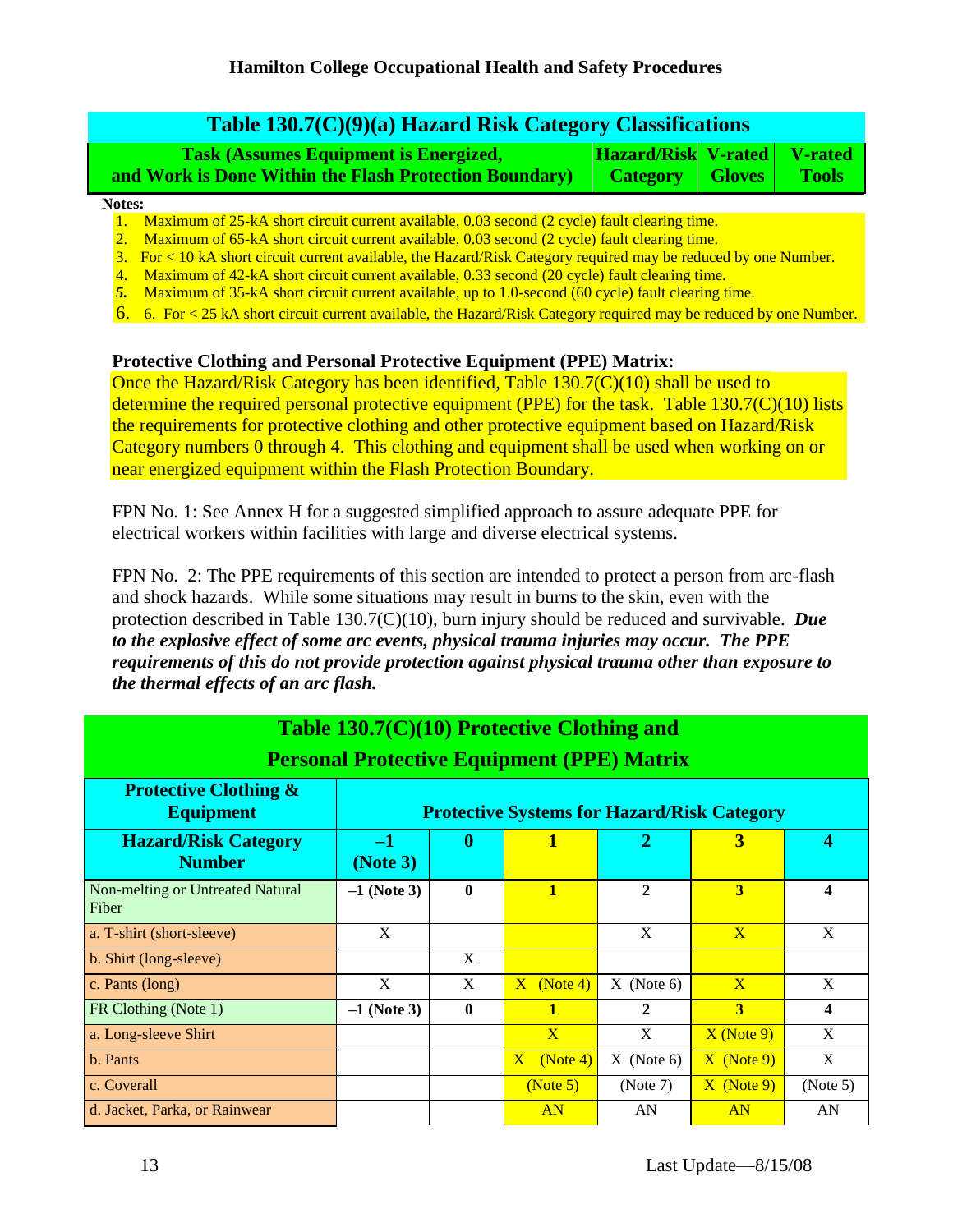## Table 130.7(C)(9)(a) Hazard Risk Category Classifications

| Task (Assumes Equipment is Energized, and Work is Done Within the Flash Protection Boundary) | Hazard/Risk Category | V-rated Gloves | V-rated Tools |
|---|---|---|---|

**Notes:**

1. Maximum of 25-kA short circuit current available, 0.03 second (2 cycle) fault clearing time.
2. Maximum of 65-kA short circuit current available, 0.03 second (2 cycle) fault clearing time.
3. For < 10 kA short circuit current available, the Hazard/Risk Category required may be reduced by one Number.
4. Maximum of 42-kA short circuit current available, 0.33 second (20 cycle) fault clearing time.
5. Maximum of 35-kA short circuit current available, up to 1.0-second (60 cycle) fault clearing time.
6. 6. For < 25 kA short circuit current available, the Hazard/Risk Category required may be reduced by one Number.

**Protective Clothing and Personal Protective Equipment (PPE) Matrix:**

Once the Hazard/Risk Category has been identified, Table 130.7(C)(10) shall be used to determine the required personal protective equipment (PPE) for the task. Table 130.7(C)(10) lists the requirements for protective clothing and other protective equipment based on Hazard/Risk Category numbers 0 through 4. This clothing and equipment shall be used when working on or near energized equipment within the Flash Protection Boundary.

FPN No. 1: See Annex H for a suggested simplified approach to assure adequate PPE for electrical workers within facilities with large and diverse electrical systems.

FPN No. 2: The PPE requirements of this section are intended to protect a person from arc-flash and shock hazards. While some situations may result in burns to the skin, even with the protection described in Table 130.7(C)(10), burn injury should be reduced and survivable. ***Due to the explosive effect of some arc events, physical trauma injuries may occur. The PPE requirements of this do not provide protection against physical trauma other than exposure to the thermal effects of an arc flash.***

## Table 130.7(C)(10) Protective Clothing and Personal Protective Equipment (PPE) Matrix

| Protective Clothing & Equipment | Protective Systems for Hazard/Risk Category | | | | | |
|---|---|---|---|---|---|---|
| **Hazard/Risk Category Number** | **–1 (Note 3)** | **0** | **1** | **2** | **3** | **4** |
| Non-melting or Untreated Natural Fiber | **–1 (Note 3)** | **0** | **1** | **2** | **3** | **4** |
| a. T-shirt (short-sleeve) | X | | | X | X | X |
| b. Shirt (long-sleeve) | | X | | | | |
| c. Pants (long) | X | X | X (Note 4) | X (Note 6) | X | X |
| FR Clothing (Note 1) | **–1 (Note 3)** | **0** | **1** | **2** | **3** | **4** |
| a. Long-sleeve Shirt | | | X | X | X (Note 9) | X |
| b. Pants | | | X (Note 4) | X (Note 6) | X (Note 9) | X |
| c. Coverall | | | (Note 5) | (Note 7) | X (Note 9) | (Note 5) |
| d. Jacket, Parka, or Rainwear | | | AN | AN | AN | AN |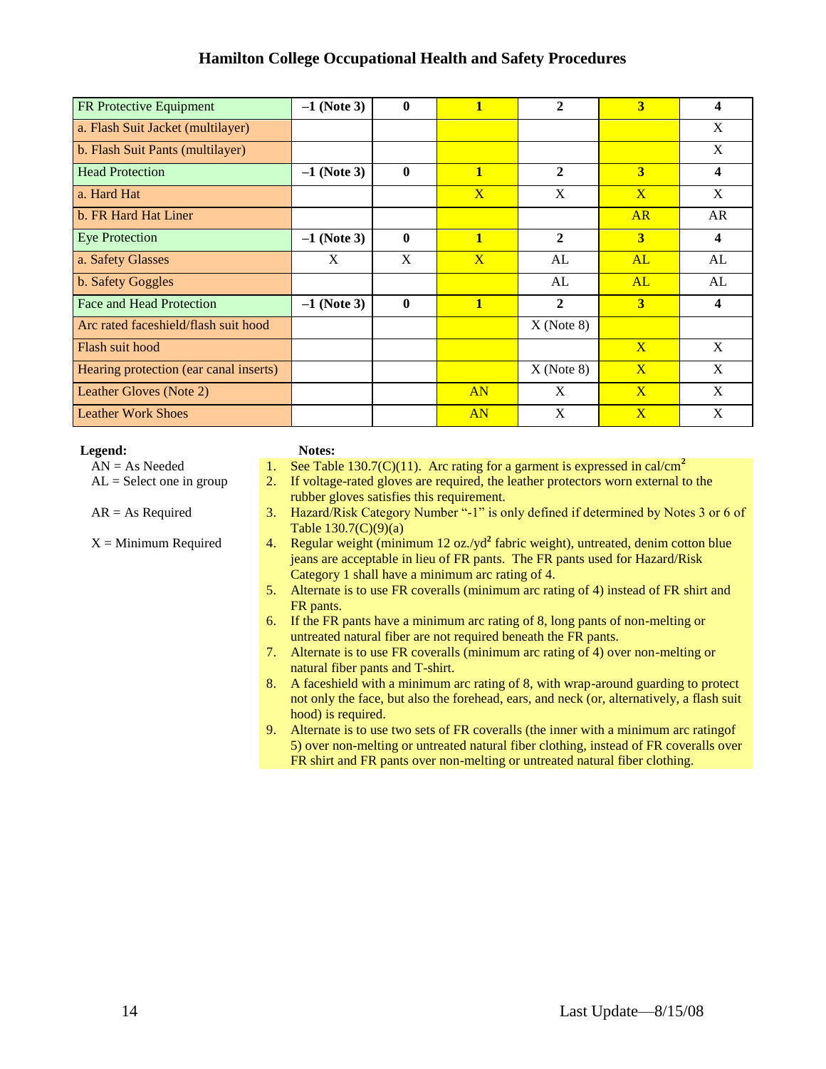| FR Protective Equipment | –1 (Note 3) | 0 | 1 | 2 | 3 | 4 |
|---|---|---|---|---|---|---|
| a. Flash Suit Jacket (multilayer) | | | | | | X |
| b. Flash Suit Pants (multilayer) | | | | | | X |
| **Head Protection** | **–1 (Note 3)** | **0** | **1** | **2** | **3** | **4** |
| a. Hard Hat | | | X | X | X | X |
| b. FR Hard Hat Liner | | | | | AR | AR |
| **Eye Protection** | **–1 (Note 3)** | **0** | **1** | **2** | **3** | **4** |
| a. Safety Glasses | X | X | X | AL | AL | AL |
| b. Safety Goggles | | | | AL | AL | AL |
| **Face and Head Protection** | **–1 (Note 3)** | **0** | **1** | **2** | **3** | **4** |
| Arc rated faceshield/flash suit hood | | | | X (Note 8) | | |
| Flash suit hood | | | | | X | X |
| Hearing protection (ear canal inserts) | | | | X (Note 8) | X | X |
| Leather Gloves (Note 2) | | | AN | X | X | X |
| Leather Work Shoes | | | AN | X | X | X |

**Legend:**

AN = As Needed
AL = Select one in group
AR = As Required
X = Minimum Required

**Notes:**

1. See Table 130.7(C)(11). Arc rating for a garment is expressed in cal/cm$^2$
2. If voltage-rated gloves are required, the leather protectors worn external to the rubber gloves satisfies this requirement.
3. Hazard/Risk Category Number "-1" is only defined if determined by Notes 3 or 6 of Table 130.7(C)(9)(a)
4. Regular weight (minimum 12 oz./yd$^2$ fabric weight), untreated, denim cotton blue jeans are acceptable in lieu of FR pants. The FR pants used for Hazard/Risk Category 1 shall have a minimum arc rating of 4.
5. Alternate is to use FR coveralls (minimum arc rating of 4) instead of FR shirt and FR pants.
6. If the FR pants have a minimum arc rating of 8, long pants of non-melting or untreated natural fiber are not required beneath the FR pants.
7. Alternate is to use FR coveralls (minimum arc rating of 4) over non-melting or natural fiber pants and T-shirt.
8. A faceshield with a minimum arc rating of 8, with wrap-around guarding to protect not only the face, but also the forehead, ears, and neck (or, alternatively, a flash suit hood) is required.
9. Alternate is to use two sets of FR coveralls (the inner with a minimum arc ratingof 5) over non-melting or untreated natural fiber clothing, instead of FR coveralls over FR shirt and FR pants over non-melting or untreated natural fiber clothing.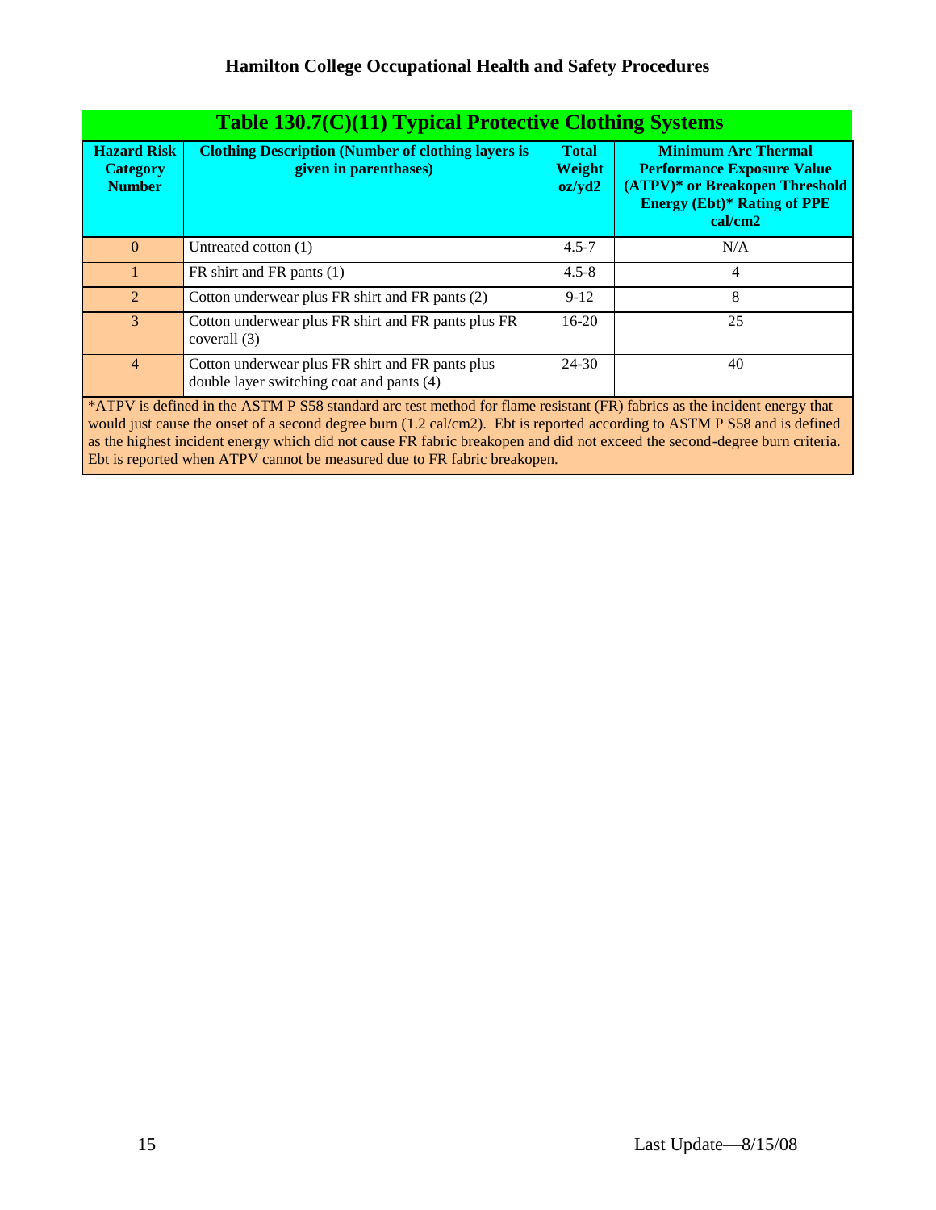## Table 130.7(C)(11) Typical Protective Clothing Systems

| Hazard Risk Category Number | Clothing Description (Number of clothing layers is given in parenthases) | Total Weight oz/yd2 | Minimum Arc Thermal Performance Exposure Value (ATPV)* or Breakopen Threshold Energy (Ebt)* Rating of PPE cal/cm2 |
|---|---|---|---|
| 0 | Untreated cotton (1) | 4.5-7 | N/A |
| 1 | FR shirt and FR pants (1) | 4.5-8 | 4 |
| 2 | Cotton underwear plus FR shirt and FR pants (2) | 9-12 | 8 |
| 3 | Cotton underwear plus FR shirt and FR pants plus FR coverall (3) | 16-20 | 25 |
| 4 | Cotton underwear plus FR shirt and FR pants plus double layer switching coat and pants (4) | 24-30 | 40 |

*ATPV is defined in the ASTM P S58 standard arc test method for flame resistant (FR) fabrics as the incident energy that would just cause the onset of a second degree burn (1.2 cal/cm2). Ebt is reported according to ASTM P S58 and is defined as the highest incident energy which did not cause FR fabric breakopen and did not exceed the second-degree burn criteria. Ebt is reported when ATPV cannot be measured due to FR fabric breakopen.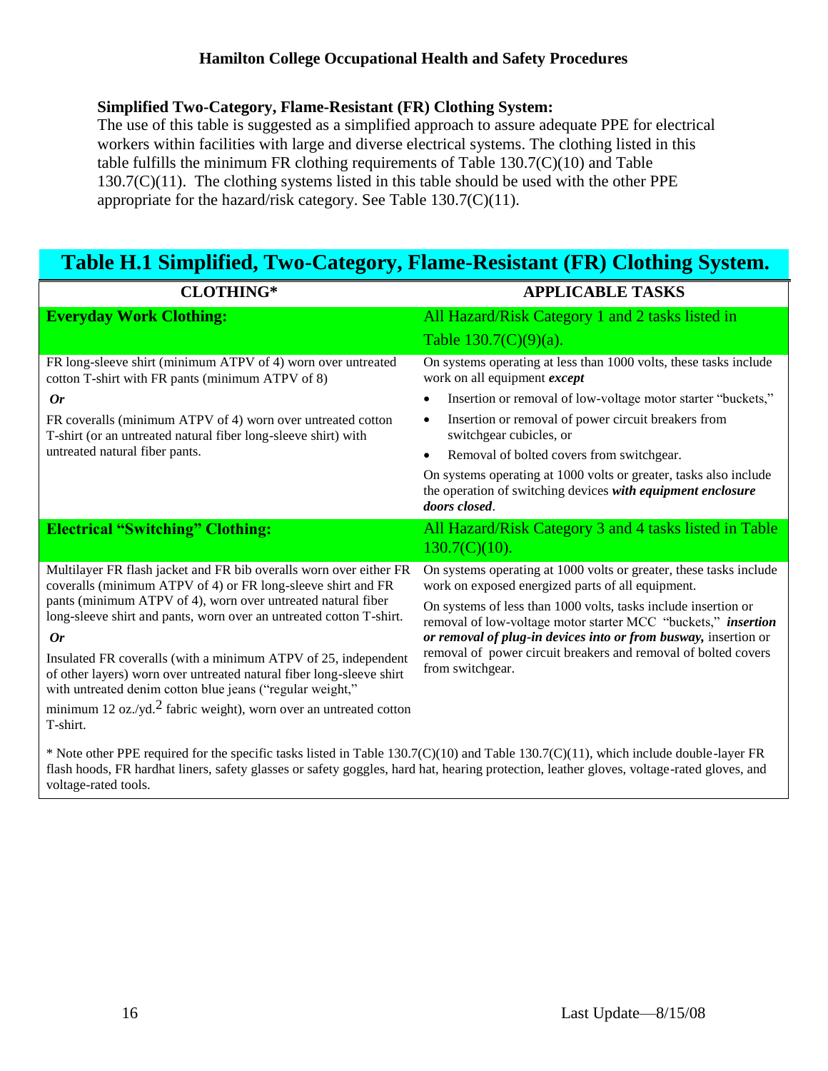**Simplified Two-Category, Flame-Resistant (FR) Clothing System:**

The use of this table is suggested as a simplified approach to assure adequate PPE for electrical workers within facilities with large and diverse electrical systems. The clothing listed in this table fulfills the minimum FR clothing requirements of Table 130.7(C)(10) and Table 130.7(C)(11). The clothing systems listed in this table should be used with the other PPE appropriate for the hazard/risk category. See Table 130.7(C)(11).

## Table H.1 Simplified, Two-Category, Flame-Resistant (FR) Clothing System.

| CLOTHING* | APPLICABLE TASKS |
|---|---|
| **Everyday Work Clothing:** | All Hazard/Risk Category 1 and 2 tasks listed in Table 130.7(C)(9)(a). |
| FR long-sleeve shirt (minimum ATPV of 4) worn over untreated cotton T-shirt with FR pants (minimum ATPV of 8)<br>***Or***<br>FR coveralls (minimum ATPV of 4) worn over untreated cotton T-shirt (or an untreated natural fiber long-sleeve shirt) with untreated natural fiber pants. | On systems operating at less than 1000 volts, these tasks include work on all equipment ***except***<br>• Insertion or removal of low-voltage motor starter "buckets,"<br>• Insertion or removal of power circuit breakers from switchgear cubicles, or<br>• Removal of bolted covers from switchgear.<br>On systems operating at 1000 volts or greater, tasks also include the operation of switching devices ***with equipment enclosure doors closed***. |
| **Electrical "Switching" Clothing:** | All Hazard/Risk Category 3 and 4 tasks listed in Table 130.7(C)(10). |
| Multilayer FR flash jacket and FR bib overalls worn over either FR coveralls (minimum ATPV of 4) or FR long-sleeve shirt and FR pants (minimum ATPV of 4), worn over untreated natural fiber long-sleeve shirt and pants, worn over an untreated cotton T-shirt.<br>***Or***<br>Insulated FR coveralls (with a minimum ATPV of 25, independent of other layers) worn over untreated natural fiber long-sleeve shirt with untreated denim cotton blue jeans ("regular weight," minimum 12 oz./yd.$^2$ fabric weight), worn over an untreated cotton T-shirt. | On systems operating at 1000 volts or greater, these tasks include work on exposed energized parts of all equipment.<br>On systems of less than 1000 volts, tasks include insertion or removal of low-voltage motor starter MCC "buckets," ***insertion or removal of plug-in devices into or from busway,*** insertion or removal of power circuit breakers and removal of bolted covers from switchgear. |

\* Note other PPE required for the specific tasks listed in Table 130.7(C)(10) and Table 130.7(C)(11), which include double-layer FR flash hoods, FR hardhat liners, safety glasses or safety goggles, hard hat, hearing protection, leather gloves, voltage-rated gloves, and voltage-rated tools.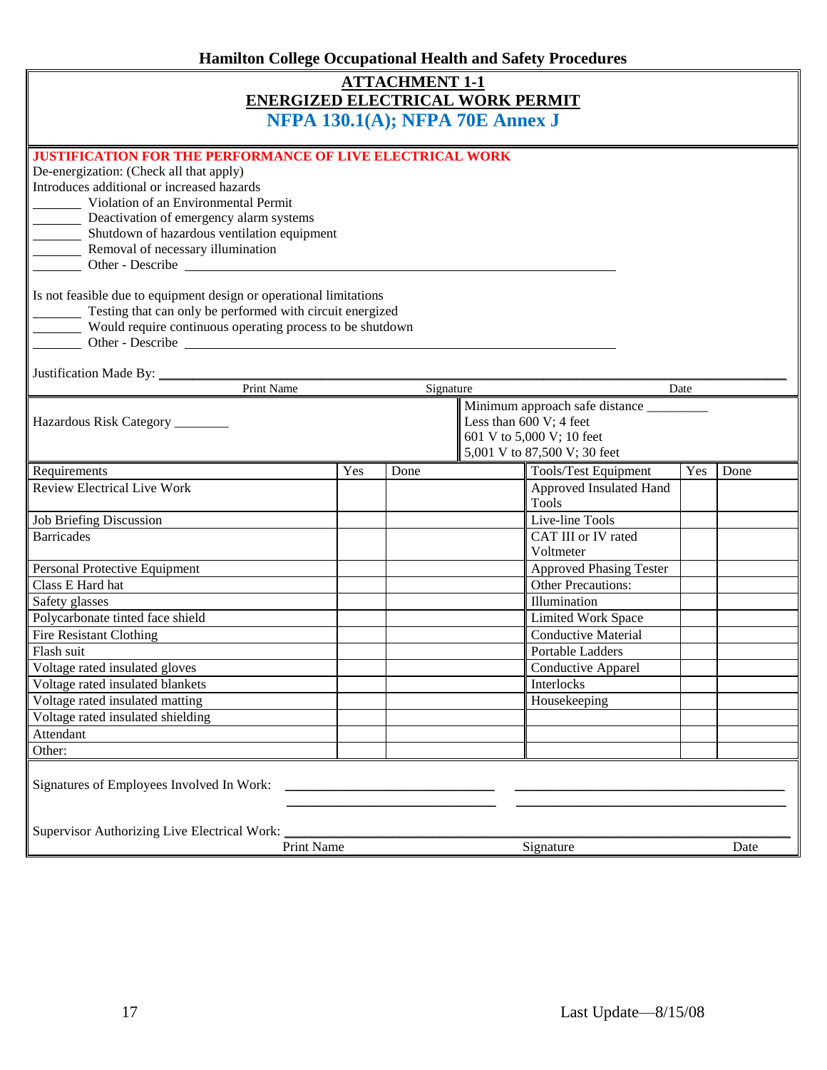# ATTACHMENT 1-1
# ENERGIZED ELECTRICAL WORK PERMIT
## NFPA 130.1(A); NFPA 70E Annex J

**JUSTIFICATION FOR THE PERFORMANCE OF LIVE ELECTRICAL WORK**

De-energization: (Check all that apply)

Introduces additional or increased hazards

_______ Violation of an Environmental Permit
_______ Deactivation of emergency alarm systems
_______ Shutdown of hazardous ventilation equipment
_______ Removal of necessary illumination
_______ Other - Describe ______________________________________________

Is not feasible due to equipment design or operational limitations

_______ Testing that can only be performed with circuit energized
_______ Would require continuous operating process to be shutdown
_______ Other - Describe ______________________________________________

Justification Made By: ______________________________________________
Print Name Signature Date

| Hazardous Risk Category ________ | Minimum approach safe distance ________<br>Less than 600 V; 4 feet<br>601 V to 5,000 V; 10 feet<br>5,001 V to 87,500 V; 30 feet |
|---|---|

| Requirements | Yes | Done | Tools/Test Equipment | Yes | Done |
|---|---|---|---|---|---|
| Review Electrical Live Work | | | Approved Insulated Hand Tools | | |
| Job Briefing Discussion | | | Live-line Tools | | |
| Barricades | | | CAT III or IV rated Voltmeter | | |
| Personal Protective Equipment | | | Approved Phasing Tester | | |
| Class E Hard hat | | | Other Precautions: | | |
| Safety glasses | | | Illumination | | |
| Polycarbonate tinted face shield | | | Limited Work Space | | |
| Fire Resistant Clothing | | | Conductive Material | | |
| Flash suit | | | Portable Ladders | | |
| Voltage rated insulated gloves | | | Conductive Apparel | | |
| Voltage rated insulated blankets | | | Interlocks | | |
| Voltage rated insulated matting | | | Housekeeping | | |
| Voltage rated insulated shielding | | | | | |
| Attendant | | | | | |
| Other: | | | | | |

Signatures of Employees Involved In Work: ____________________ ____________________
____________________ ____________________

Supervisor Authorizing Live Electrical Work: ______________________________________________
Print Name Signature Date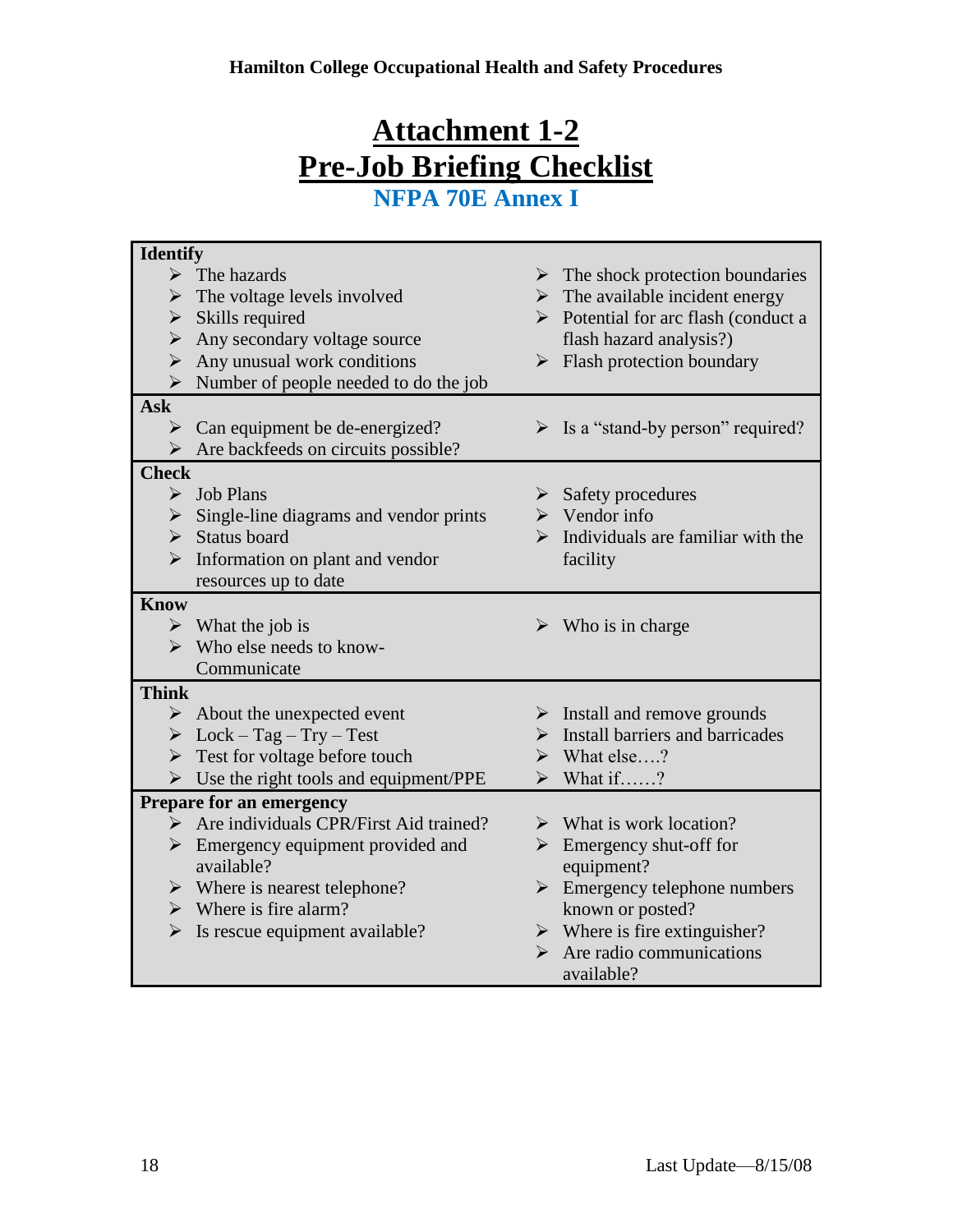# Attachment 1-2
# Pre-Job Briefing Checklist
## NFPA 70E Annex I

**Identify**

- The hazards
- The voltage levels involved
- Skills required
- Any secondary voltage source
- Any unusual work conditions
- Number of people needed to do the job
- The shock protection boundaries
- The available incident energy
- Potential for arc flash (conduct a flash hazard analysis?)
- Flash protection boundary

**Ask**

- Can equipment be de-energized?
- Are backfeeds on circuits possible?
- Is a "stand-by person" required?

**Check**

- Job Plans
- Single-line diagrams and vendor prints
- Status board
- Information on plant and vendor resources up to date
- Safety procedures
- Vendor info
- Individuals are familiar with the facility

**Know**

- What the job is
- Who else needs to know-Communicate
- Who is in charge

**Think**

- About the unexpected event
- Lock – Tag – Try – Test
- Test for voltage before touch
- Use the right tools and equipment/PPE
- Install and remove grounds
- Install barriers and barricades
- What else….?
- What if……?

**Prepare for an emergency**

- Are individuals CPR/First Aid trained?
- Emergency equipment provided and available?
- Where is nearest telephone?
- Where is fire alarm?
- Is rescue equipment available?
- What is work location?
- Emergency shut-off for equipment?
- Emergency telephone numbers known or posted?
- Where is fire extinguisher?
- Are radio communications available?

Last Update—8/15/08